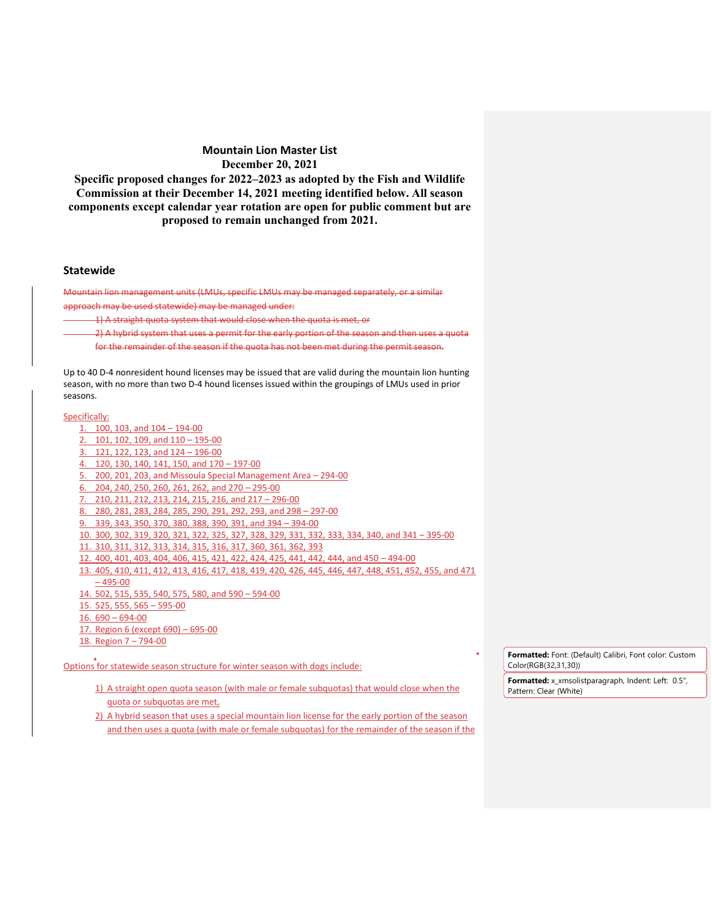**Mountain Lion Master List**
**December 20, 2021**

**Specific proposed changes for 2022–2023 as adopted by the Fish and Wildlife Commission at their December 14, 2021 meeting identified below. All season components except calendar year rotation are open for public comment but are proposed to remain unchanged from 2021.**

## Statewide

~~Mountain lion management units (LMUs, specific LMUs may be managed separately, or a similar approach may be used statewide) may be managed under:~~

~~1) A straight quota system that would close when the quota is met, or~~

~~2) A hybrid system that uses a permit for the early portion of the season and then uses a quota for the remainder of the season if the quota has not been met during the permit season.~~

Up to 40 D-4 nonresident hound licenses may be issued that are valid during the mountain lion hunting season, with no more than two D-4 hound licenses issued within the groupings of LMUs used in prior seasons.

Specifically:

1. 100, 103, and 104 – 194-00
2. 101, 102, 109, and 110 – 195-00
3. 121, 122, 123, and 124 – 196-00
4. 120, 130, 140, 141, 150, and 170 – 197-00
5. 200, 201, 203, and Missoula Special Management Area – 294-00
6. 204, 240, 250, 260, 261, 262, and 270 – 295-00
7. 210, 211, 212, 213, 214, 215, 216, and 217 – 296-00
8. 280, 281, 283, 284, 285, 290, 291, 292, 293, and 298 – 297-00
9. 339, 343, 350, 370, 380, 388, 390, 391, and 394 – 394-00
10. 300, 302, 319, 320, 321, 322, 325, 327, 328, 329, 331, 332, 333, 334, 340, and 341 – 395-00
11. 310, 311, 312, 313, 314, 315, 316, 317, 360, 361, 362, 393
12. 400, 401, 403, 404, 406, 415, 421, 422, 424, 425, 441, 442, 444, and 450 – 494-00
13. 405, 410, 411, 412, 413, 416, 417, 418, 419, 420, 426, 445, 446, 447, 448, 451, 452, 455, and 471 – 495-00
14. 502, 515, 535, 540, 575, 580, and 590 – 594-00
15. 525, 555, 565 – 595-00
16. 690 – 694-00
17. Region 6 (except 690) – 695-00
18. Region 7 – 794-00

Options for statewide season structure for winter season with dogs include:

1) A straight open quota season (with male or female subquotas) that would close when the quota or subquotas are met,

2) A hybrid season that uses a special mountain lion license for the early portion of the season and then uses a quota (with male or female subquotas) for the remainder of the season if the

**Formatted:** Font: (Default) Calibri, Font color: Custom Color(RGB(32,31,30))

**Formatted:** x_xmsolistparagraph, Indent: Left: 0.5", Pattern: Clear (White)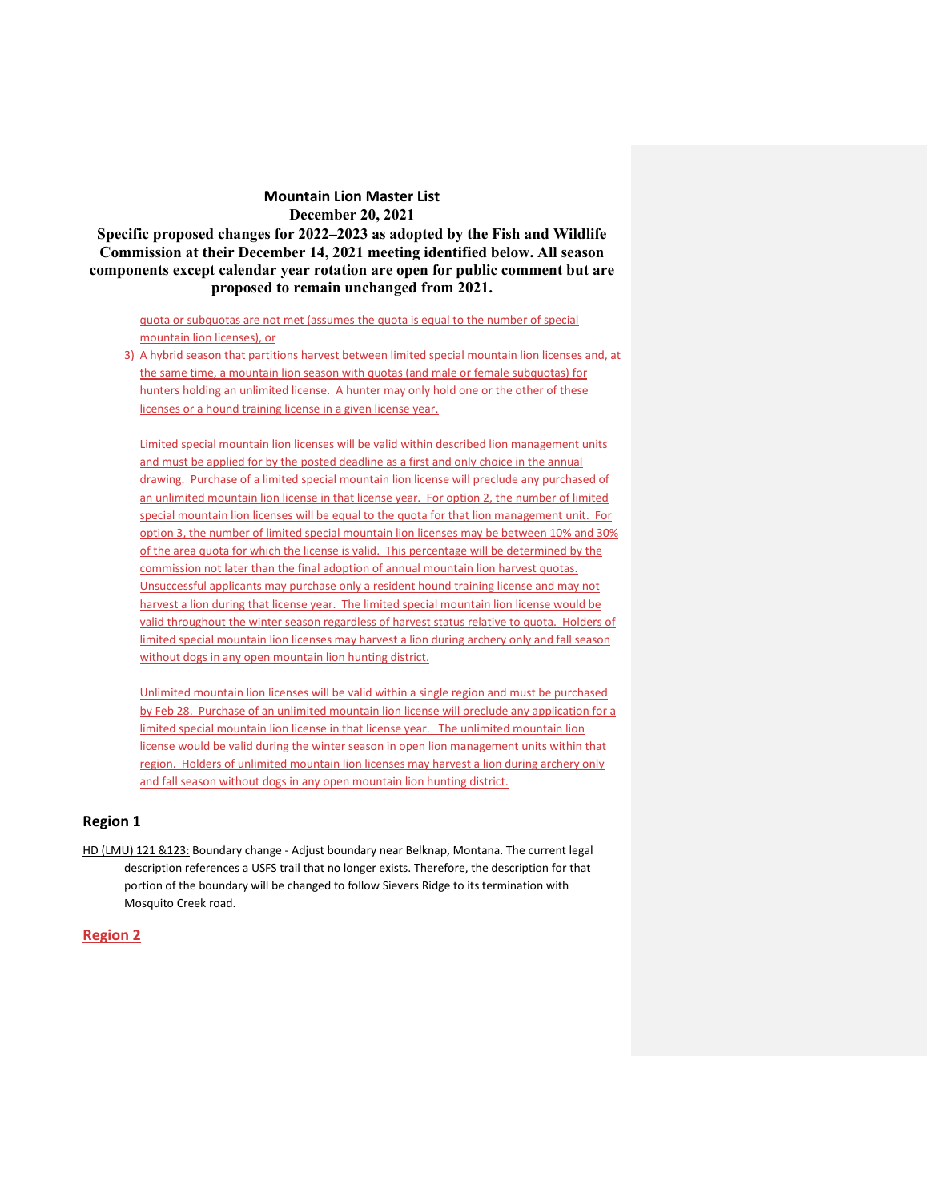**Mountain Lion Master List**
**December 20, 2021**
**Specific proposed changes for 2022–2023 as adopted by the Fish and Wildlife Commission at their December 14, 2021 meeting identified below. All season components except calendar year rotation are open for public comment but are proposed to remain unchanged from 2021.**

quota or subquotas are not met (assumes the quota is equal to the number of special mountain lion licenses), or

3) A hybrid season that partitions harvest between limited special mountain lion licenses and, at the same time, a mountain lion season with quotas (and male or female subquotas) for hunters holding an unlimited license. A hunter may only hold one or the other of these licenses or a hound training license in a given license year.

Limited special mountain lion licenses will be valid within described lion management units and must be applied for by the posted deadline as a first and only choice in the annual drawing. Purchase of a limited special mountain lion license will preclude any purchased of an unlimited mountain lion license in that license year. For option 2, the number of limited special mountain lion licenses will be equal to the quota for that lion management unit. For option 3, the number of limited special mountain lion licenses may be between 10% and 30% of the area quota for which the license is valid. This percentage will be determined by the commission not later than the final adoption of annual mountain lion harvest quotas. Unsuccessful applicants may purchase only a resident hound training license and may not harvest a lion during that license year. The limited special mountain lion license would be valid throughout the winter season regardless of harvest status relative to quota. Holders of limited special mountain lion licenses may harvest a lion during archery only and fall season without dogs in any open mountain lion hunting district.

Unlimited mountain lion licenses will be valid within a single region and must be purchased by Feb 28. Purchase of an unlimited mountain lion license will preclude any application for a limited special mountain lion license in that license year. The unlimited mountain lion license would be valid during the winter season in open lion management units within that region. Holders of unlimited mountain lion licenses may harvest a lion during archery only and fall season without dogs in any open mountain lion hunting district.

## Region 1

HD (LMU) 121 &123: Boundary change - Adjust boundary near Belknap, Montana. The current legal description references a USFS trail that no longer exists. Therefore, the description for that portion of the boundary will be changed to follow Sievers Ridge to its termination with Mosquito Creek road.

## Region 2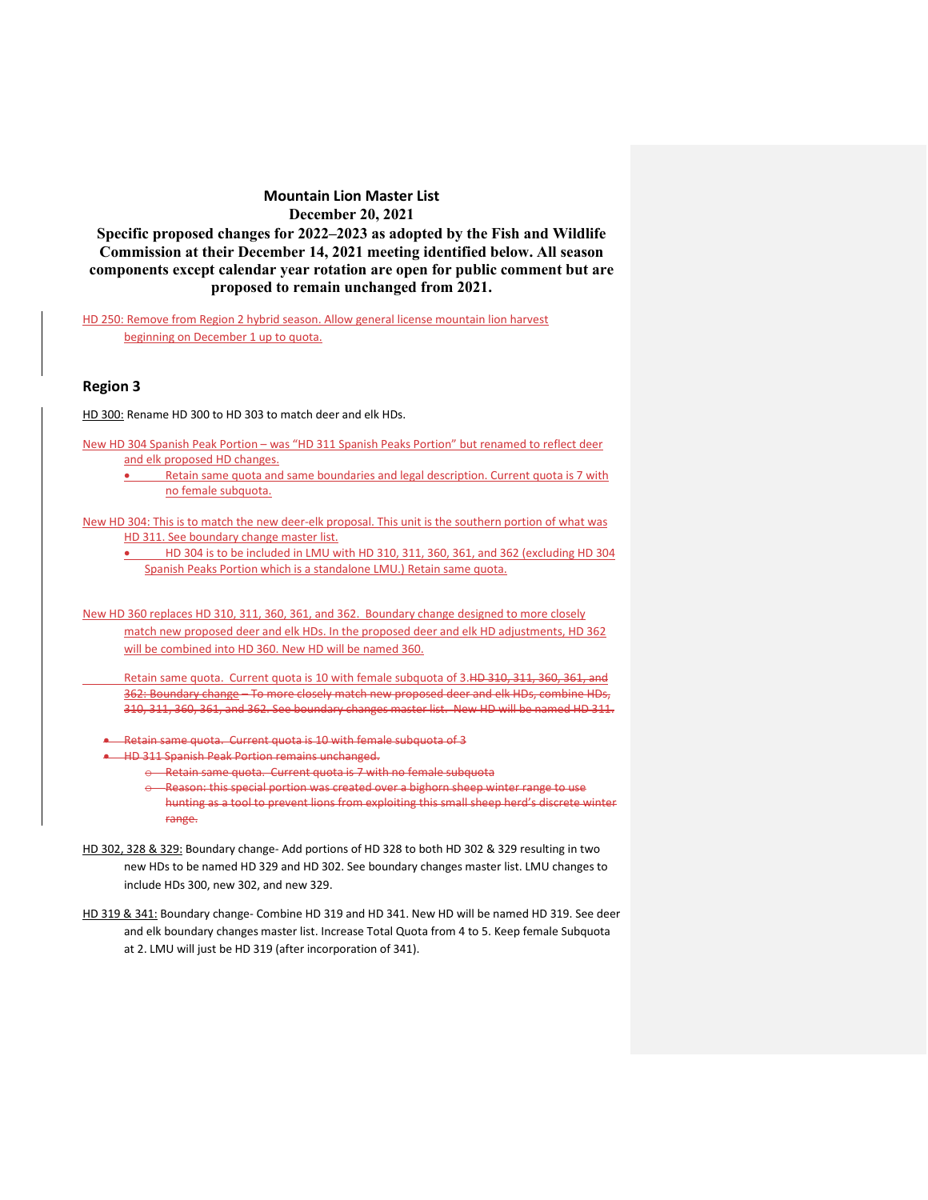**Mountain Lion Master List**
**December 20, 2021**
**Specific proposed changes for 2022–2023 as adopted by the Fish and Wildlife Commission at their December 14, 2021 meeting identified below. All season components except calendar year rotation are open for public comment but are proposed to remain unchanged from 2021.**

HD 250: Remove from Region 2 hybrid season. Allow general license mountain lion harvest beginning on December 1 up to quota.

## Region 3

HD 300: Rename HD 300 to HD 303 to match deer and elk HDs.

New HD 304 Spanish Peak Portion – was "HD 311 Spanish Peaks Portion" but renamed to reflect deer and elk proposed HD changes.

- Retain same quota and same boundaries and legal description. Current quota is 7 with no female subquota.

New HD 304: This is to match the new deer-elk proposal. This unit is the southern portion of what was HD 311. See boundary change master list.

- HD 304 is to be included in LMU with HD 310, 311, 360, 361, and 362 (excluding HD 304 Spanish Peaks Portion which is a standalone LMU.) Retain same quota.

New HD 360 replaces HD 310, 311, 360, 361, and 362. Boundary change designed to more closely match new proposed deer and elk HDs. In the proposed deer and elk HD adjustments, HD 362 will be combined into HD 360. New HD will be named 360.

Retain same quota. Current quota is 10 with female subquota of 3.~~HD 310, 311, 360, 361, and 362: Boundary change – To more closely match new proposed deer and elk HDs, combine HDs, 310, 311, 360, 361, and 362. See boundary changes master list. New HD will be named HD 311.~~

- ~~Retain same quota. Current quota is 10 with female subquota of 3~~
- ~~HD 311 Spanish Peak Portion remains unchanged.~~
  - ~~Retain same quota. Current quota is 7 with no female subquota~~
  - ~~Reason: this special portion was created over a bighorn sheep winter range to use hunting as a tool to prevent lions from exploiting this small sheep herd's discrete winter range.~~

HD 302, 328 & 329: Boundary change- Add portions of HD 328 to both HD 302 & 329 resulting in two new HDs to be named HD 329 and HD 302. See boundary changes master list. LMU changes to include HDs 300, new 302, and new 329.

HD 319 & 341: Boundary change- Combine HD 319 and HD 341. New HD will be named HD 319. See deer and elk boundary changes master list. Increase Total Quota from 4 to 5. Keep female Subquota at 2. LMU will just be HD 319 (after incorporation of 341).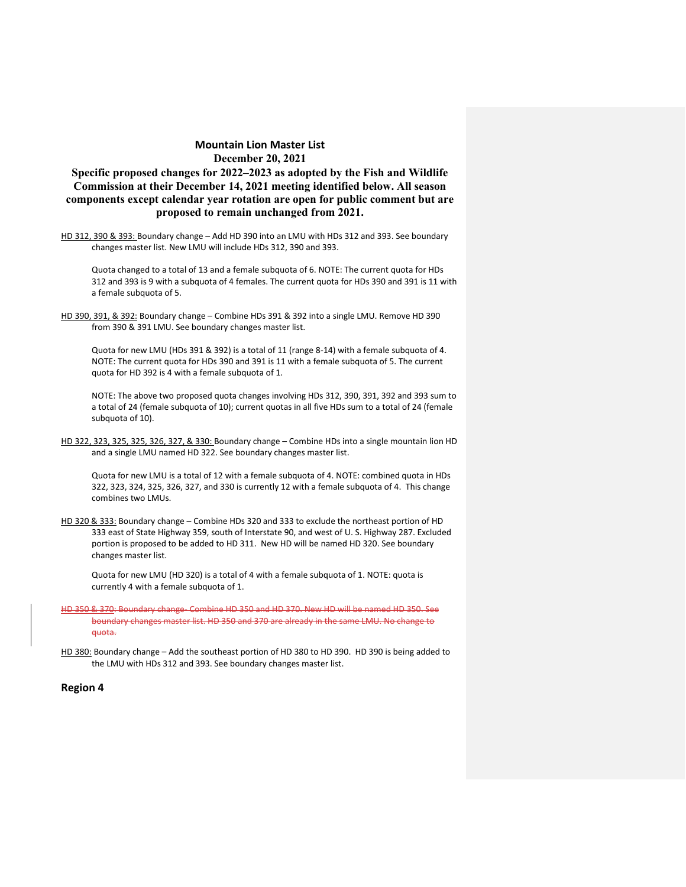**Mountain Lion Master List**
**December 20, 2021**

**Specific proposed changes for 2022–2023 as adopted by the Fish and Wildlife Commission at their December 14, 2021 meeting identified below. All season components except calendar year rotation are open for public comment but are proposed to remain unchanged from 2021.**

<u>HD 312, 390 & 393:</u> Boundary change – Add HD 390 into an LMU with HDs 312 and 393. See boundary changes master list. New LMU will include HDs 312, 390 and 393.

> Quota changed to a total of 13 and a female subquota of 6. NOTE: The current quota for HDs 312 and 393 is 9 with a subquota of 4 females. The current quota for HDs 390 and 391 is 11 with a female subquota of 5.

<u>HD 390, 391, & 392:</u> Boundary change – Combine HDs 391 & 392 into a single LMU. Remove HD 390 from 390 & 391 LMU. See boundary changes master list.

> Quota for new LMU (HDs 391 & 392) is a total of 11 (range 8-14) with a female subquota of 4. NOTE: The current quota for HDs 390 and 391 is 11 with a female subquota of 5. The current quota for HD 392 is 4 with a female subquota of 1.

> NOTE: The above two proposed quota changes involving HDs 312, 390, 391, 392 and 393 sum to a total of 24 (female subquota of 10); current quotas in all five HDs sum to a total of 24 (female subquota of 10).

<u>HD 322, 323, 325, 325, 326, 327, & 330:</u> Boundary change – Combine HDs into a single mountain lion HD and a single LMU named HD 322. See boundary changes master list.

> Quota for new LMU is a total of 12 with a female subquota of 4. NOTE: combined quota in HDs 322, 323, 324, 325, 326, 327, and 330 is currently 12 with a female subquota of 4. This change combines two LMUs.

<u>HD 320 & 333:</u> Boundary change – Combine HDs 320 and 333 to exclude the northeast portion of HD 333 east of State Highway 359, south of Interstate 90, and west of U. S. Highway 287. Excluded portion is proposed to be added to HD 311. New HD will be named HD 320. See boundary changes master list.

> Quota for new LMU (HD 320) is a total of 4 with a female subquota of 1. NOTE: quota is currently 4 with a female subquota of 1.

~~HD 350 & 370: Boundary change- Combine HD 350 and HD 370. New HD will be named HD 350. See boundary changes master list. HD 350 and 370 are already in the same LMU. No change to quota.~~

<u>HD 380:</u> Boundary change – Add the southeast portion of HD 380 to HD 390. HD 390 is being added to the LMU with HDs 312 and 393. See boundary changes master list.

## Region 4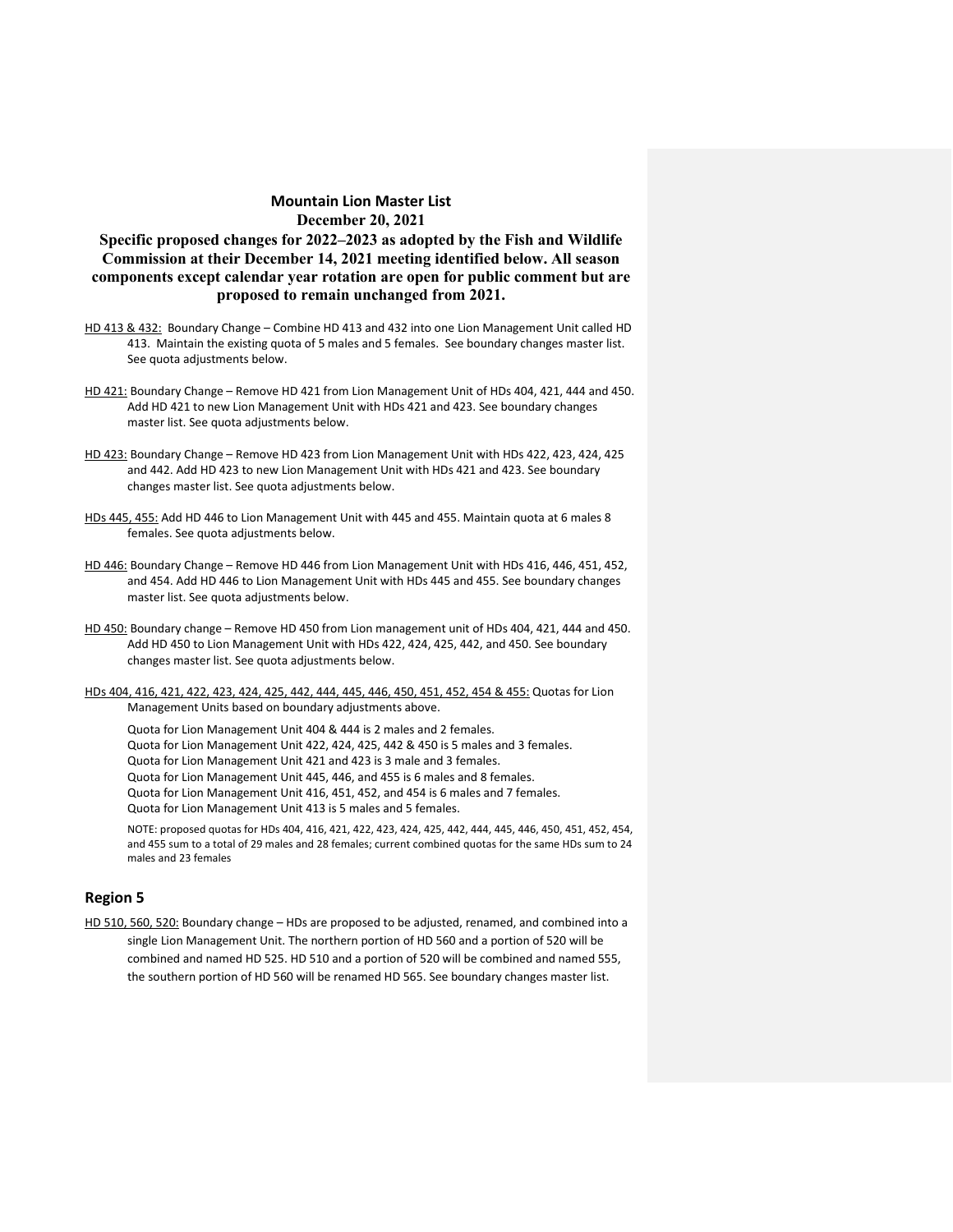**Mountain Lion Master List**

**December 20, 2021**

**Specific proposed changes for 2022–2023 as adopted by the Fish and Wildlife Commission at their December 14, 2021 meeting identified below. All season components except calendar year rotation are open for public comment but are proposed to remain unchanged from 2021.**

<u>HD 413 & 432:</u> Boundary Change – Combine HD 413 and 432 into one Lion Management Unit called HD 413. Maintain the existing quota of 5 males and 5 females. See boundary changes master list. See quota adjustments below.

<u>HD 421:</u> Boundary Change – Remove HD 421 from Lion Management Unit of HDs 404, 421, 444 and 450. Add HD 421 to new Lion Management Unit with HDs 421 and 423. See boundary changes master list. See quota adjustments below.

<u>HD 423:</u> Boundary Change – Remove HD 423 from Lion Management Unit with HDs 422, 423, 424, 425 and 442. Add HD 423 to new Lion Management Unit with HDs 421 and 423. See boundary changes master list. See quota adjustments below.

<u>HDs 445, 455:</u> Add HD 446 to Lion Management Unit with 445 and 455. Maintain quota at 6 males 8 females. See quota adjustments below.

<u>HD 446:</u> Boundary Change – Remove HD 446 from Lion Management Unit with HDs 416, 446, 451, 452, and 454. Add HD 446 to Lion Management Unit with HDs 445 and 455. See boundary changes master list. See quota adjustments below.

<u>HD 450:</u> Boundary change – Remove HD 450 from Lion management unit of HDs 404, 421, 444 and 450. Add HD 450 to Lion Management Unit with HDs 422, 424, 425, 442, and 450. See boundary changes master list. See quota adjustments below.

<u>HDs 404, 416, 421, 422, 423, 424, 425, 442, 444, 445, 446, 450, 451, 452, 454 & 455:</u> Quotas for Lion Management Units based on boundary adjustments above.

Quota for Lion Management Unit 404 & 444 is 2 males and 2 females.
Quota for Lion Management Unit 422, 424, 425, 442 & 450 is 5 males and 3 females.
Quota for Lion Management Unit 421 and 423 is 3 male and 3 females.
Quota for Lion Management Unit 445, 446, and 455 is 6 males and 8 females.
Quota for Lion Management Unit 416, 451, 452, and 454 is 6 males and 7 females.
Quota for Lion Management Unit 413 is 5 males and 5 females.

NOTE: proposed quotas for HDs 404, 416, 421, 422, 423, 424, 425, 442, 444, 445, 446, 450, 451, 452, 454, and 455 sum to a total of 29 males and 28 females; current combined quotas for the same HDs sum to 24 males and 23 females

## Region 5

<u>HD 510, 560, 520:</u> Boundary change – HDs are proposed to be adjusted, renamed, and combined into a single Lion Management Unit. The northern portion of HD 560 and a portion of 520 will be combined and named HD 525. HD 510 and a portion of 520 will be combined and named 555, the southern portion of HD 560 will be renamed HD 565. See boundary changes master list.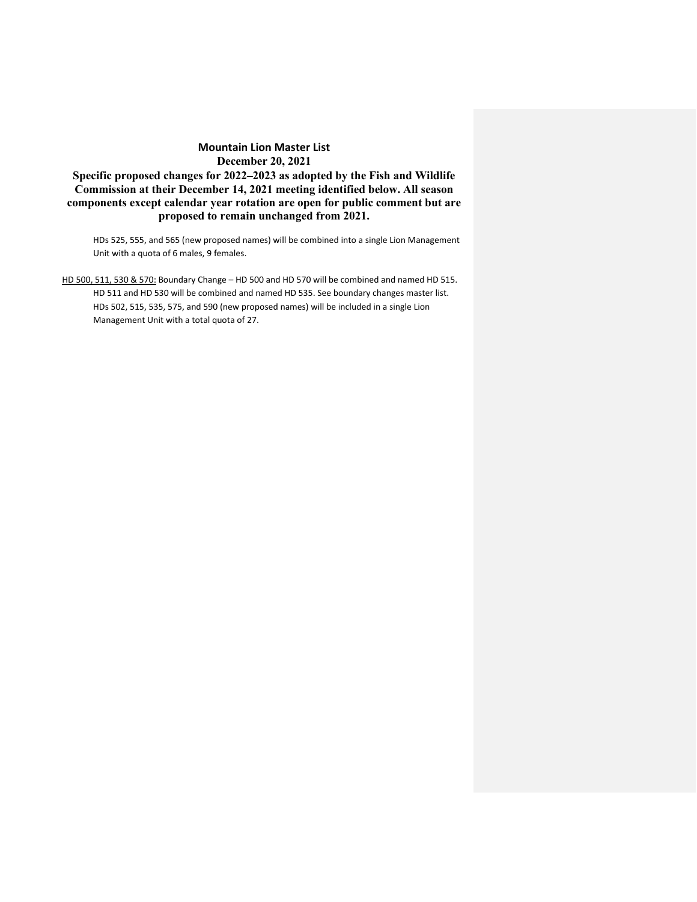**Mountain Lion Master List**

**December 20, 2021**

**Specific proposed changes for 2022–2023 as adopted by the Fish and Wildlife Commission at their December 14, 2021 meeting identified below. All season components except calendar year rotation are open for public comment but are proposed to remain unchanged from 2021.**

HDs 525, 555, and 565 (new proposed names) will be combined into a single Lion Management Unit with a quota of 6 males, 9 females.

HD 500, 511, 530 & 570: Boundary Change – HD 500 and HD 570 will be combined and named HD 515. HD 511 and HD 530 will be combined and named HD 535. See boundary changes master list. HDs 502, 515, 535, 575, and 590 (new proposed names) will be included in a single Lion Management Unit with a total quota of 27.